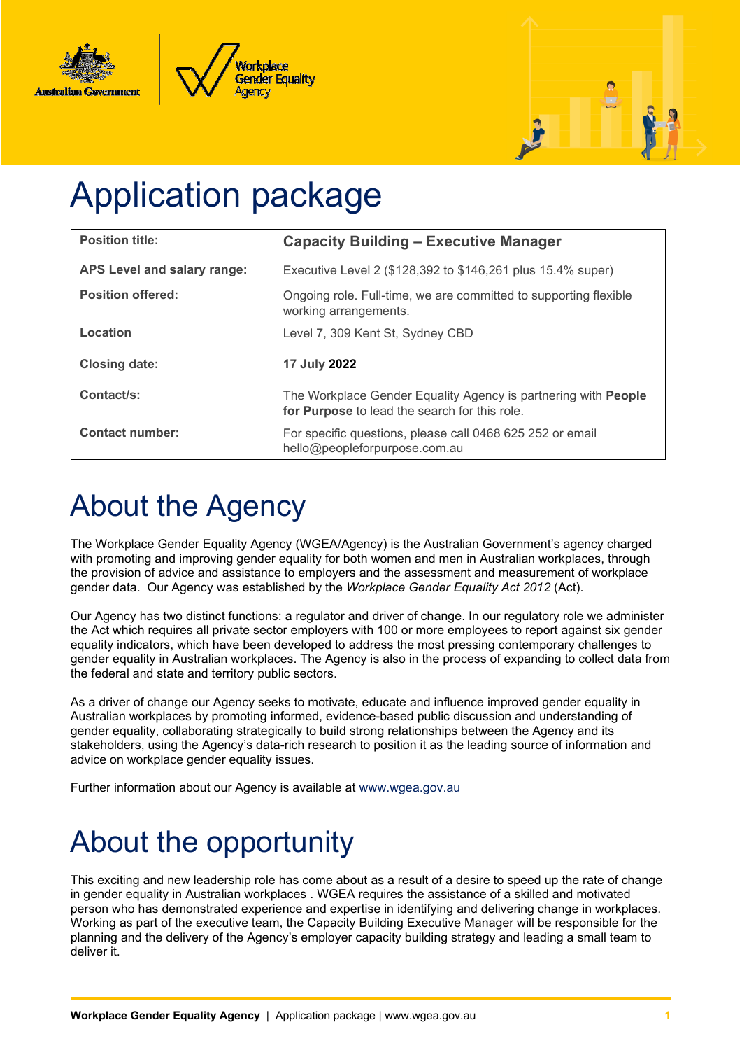# Application package

| Position title: | **Capacity Building – Executive Manager** |
|---|---|
| **APS Level and salary range:** | Executive Level 2 ($128,392 to $146,261 plus 15.4% super) |
| **Position offered:** | Ongoing role. Full-time, we are committed to supporting flexible working arrangements. |
| **Location** | Level 7, 309 Kent St, Sydney CBD |
| **Closing date:** | **17 July 2022** |
| **Contact/s:** | The Workplace Gender Equality Agency is partnering with **People for Purpose** to lead the search for this role. |
| **Contact number:** | For specific questions, please call 0468 625 252 or email hello@peopleforpurpose.com.au |

# About the Agency

The Workplace Gender Equality Agency (WGEA/Agency) is the Australian Government's agency charged with promoting and improving gender equality for both women and men in Australian workplaces, through the provision of advice and assistance to employers and the assessment and measurement of workplace gender data. Our Agency was established by the *Workplace Gender Equality Act 2012* (Act).

Our Agency has two distinct functions: a regulator and driver of change. In our regulatory role we administer the Act which requires all private sector employers with 100 or more employees to report against six gender equality indicators, which have been developed to address the most pressing contemporary challenges to gender equality in Australian workplaces. The Agency is also in the process of expanding to collect data from the federal and state and territory public sectors.

As a driver of change our Agency seeks to motivate, educate and influence improved gender equality in Australian workplaces by promoting informed, evidence-based public discussion and understanding of gender equality, collaborating strategically to build strong relationships between the Agency and its stakeholders, using the Agency's data-rich research to position it as the leading source of information and advice on workplace gender equality issues.

Further information about our Agency is available at www.wgea.gov.au

# About the opportunity

This exciting and new leadership role has come about as a result of a desire to speed up the rate of change in gender equality in Australian workplaces . WGEA requires the assistance of a skilled and motivated person who has demonstrated experience and expertise in identifying and delivering change in workplaces. Working as part of the executive team, the Capacity Building Executive Manager will be responsible for the planning and the delivery of the Agency's employer capacity building strategy and leading a small team to deliver it.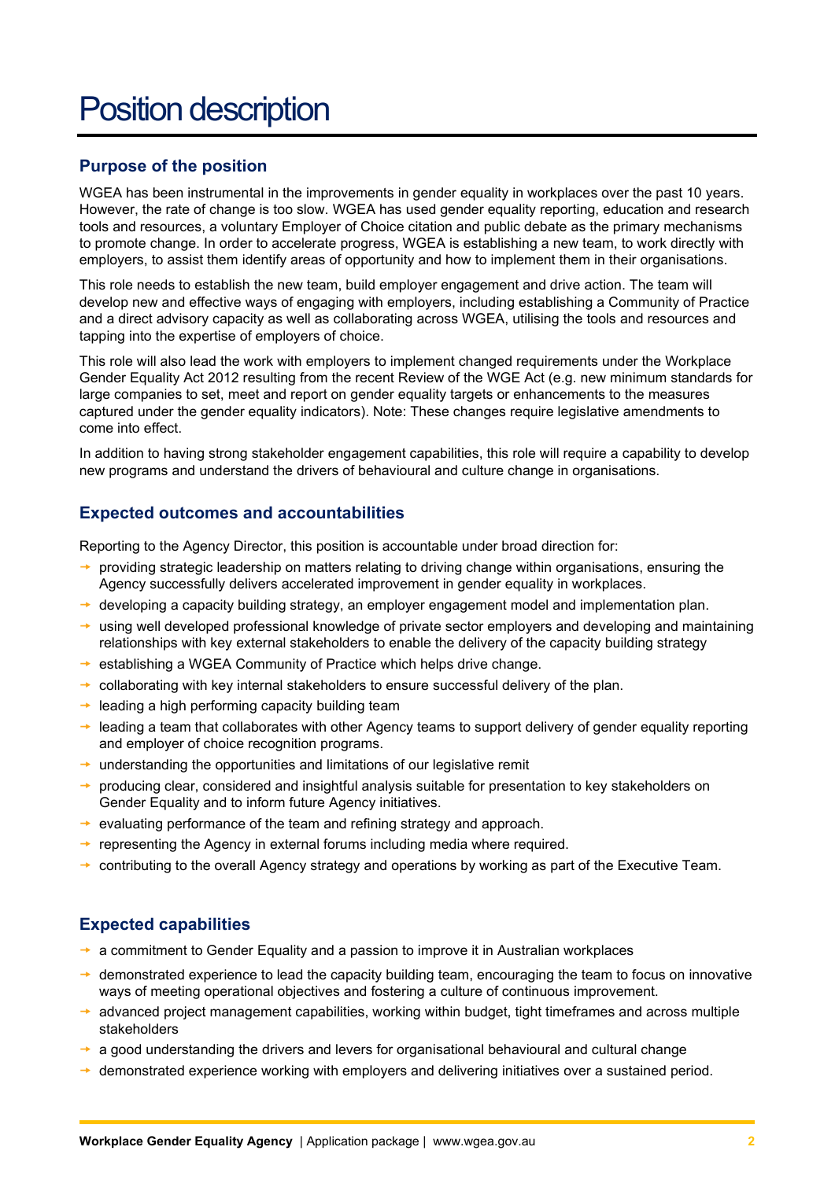# Position description

## Purpose of the position

WGEA has been instrumental in the improvements in gender equality in workplaces over the past 10 years. However, the rate of change is too slow. WGEA has used gender equality reporting, education and research tools and resources, a voluntary Employer of Choice citation and public debate as the primary mechanisms to promote change. In order to accelerate progress, WGEA is establishing a new team, to work directly with employers, to assist them identify areas of opportunity and how to implement them in their organisations.

This role needs to establish the new team, build employer engagement and drive action. The team will develop new and effective ways of engaging with employers, including establishing a Community of Practice and a direct advisory capacity as well as collaborating across WGEA, utilising the tools and resources and tapping into the expertise of employers of choice.

This role will also lead the work with employers to implement changed requirements under the Workplace Gender Equality Act 2012 resulting from the recent Review of the WGE Act (e.g. new minimum standards for large companies to set, meet and report on gender equality targets or enhancements to the measures captured under the gender equality indicators). Note: These changes require legislative amendments to come into effect.

In addition to having strong stakeholder engagement capabilities, this role will require a capability to develop new programs and understand the drivers of behavioural and culture change in organisations.

## Expected outcomes and accountabilities

Reporting to the Agency Director, this position is accountable under broad direction for:

- providing strategic leadership on matters relating to driving change within organisations, ensuring the Agency successfully delivers accelerated improvement in gender equality in workplaces.
- developing a capacity building strategy, an employer engagement model and implementation plan.
- using well developed professional knowledge of private sector employers and developing and maintaining relationships with key external stakeholders to enable the delivery of the capacity building strategy
- establishing a WGEA Community of Practice which helps drive change.
- collaborating with key internal stakeholders to ensure successful delivery of the plan.
- leading a high performing capacity building team
- leading a team that collaborates with other Agency teams to support delivery of gender equality reporting and employer of choice recognition programs.
- understanding the opportunities and limitations of our legislative remit
- producing clear, considered and insightful analysis suitable for presentation to key stakeholders on Gender Equality and to inform future Agency initiatives.
- evaluating performance of the team and refining strategy and approach.
- representing the Agency in external forums including media where required.
- contributing to the overall Agency strategy and operations by working as part of the Executive Team.

## Expected capabilities

- a commitment to Gender Equality and a passion to improve it in Australian workplaces
- demonstrated experience to lead the capacity building team, encouraging the team to focus on innovative ways of meeting operational objectives and fostering a culture of continuous improvement.
- advanced project management capabilities, working within budget, tight timeframes and across multiple stakeholders
- a good understanding the drivers and levers for organisational behavioural and cultural change
- demonstrated experience working with employers and delivering initiatives over a sustained period.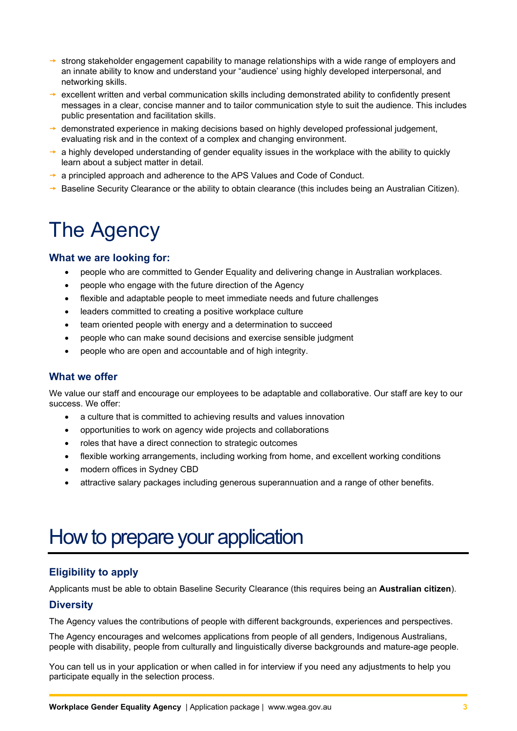- strong stakeholder engagement capability to manage relationships with a wide range of employers and an innate ability to know and understand your "audience' using highly developed interpersonal, and networking skills.
- excellent written and verbal communication skills including demonstrated ability to confidently present messages in a clear, concise manner and to tailor communication style to suit the audience. This includes public presentation and facilitation skills.
- demonstrated experience in making decisions based on highly developed professional judgement, evaluating risk and in the context of a complex and changing environment.
- a highly developed understanding of gender equality issues in the workplace with the ability to quickly learn about a subject matter in detail.
- a principled approach and adherence to the APS Values and Code of Conduct.
- Baseline Security Clearance or the ability to obtain clearance (this includes being an Australian Citizen).

# The Agency

### What we are looking for:

- people who are committed to Gender Equality and delivering change in Australian workplaces.
- people who engage with the future direction of the Agency
- flexible and adaptable people to meet immediate needs and future challenges
- leaders committed to creating a positive workplace culture
- team oriented people with energy and a determination to succeed
- people who can make sound decisions and exercise sensible judgment
- people who are open and accountable and of high integrity.

### What we offer

We value our staff and encourage our employees to be adaptable and collaborative. Our staff are key to our success. We offer:

- a culture that is committed to achieving results and values innovation
- opportunities to work on agency wide projects and collaborations
- roles that have a direct connection to strategic outcomes
- flexible working arrangements, including working from home, and excellent working conditions
- modern offices in Sydney CBD
- attractive salary packages including generous superannuation and a range of other benefits.

# How to prepare your application

### Eligibility to apply

Applicants must be able to obtain Baseline Security Clearance (this requires being an **Australian citizen**).

### Diversity

The Agency values the contributions of people with different backgrounds, experiences and perspectives.

The Agency encourages and welcomes applications from people of all genders, Indigenous Australians, people with disability, people from culturally and linguistically diverse backgrounds and mature-age people.

You can tell us in your application or when called in for interview if you need any adjustments to help you participate equally in the selection process.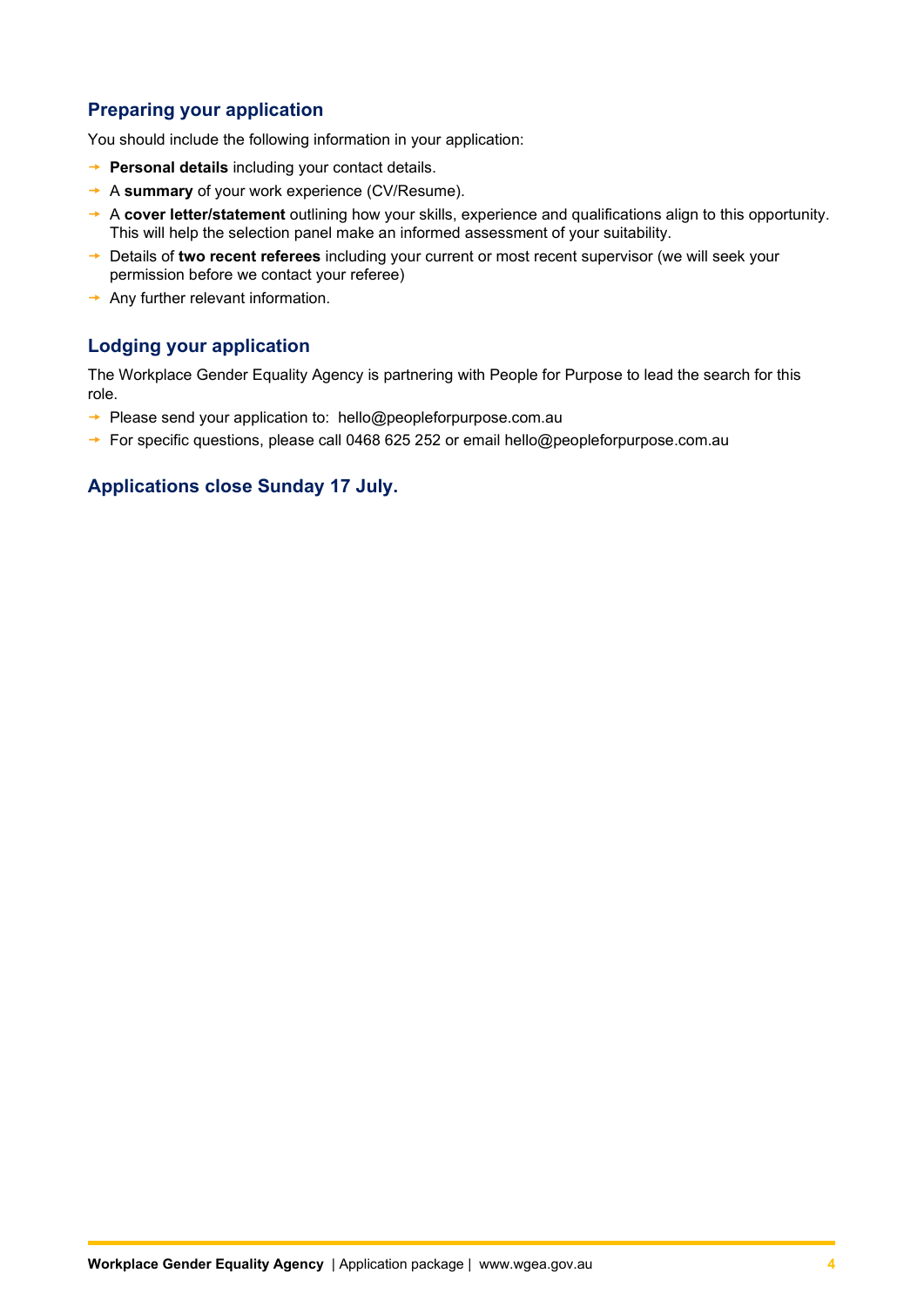## Preparing your application

You should include the following information in your application:

- **Personal details** including your contact details.
- A **summary** of your work experience (CV/Resume).
- A **cover letter/statement** outlining how your skills, experience and qualifications align to this opportunity. This will help the selection panel make an informed assessment of your suitability.
- Details of **two recent referees** including your current or most recent supervisor (we will seek your permission before we contact your referee)
- Any further relevant information.

## Lodging your application

The Workplace Gender Equality Agency is partnering with People for Purpose to lead the search for this role.

- Please send your application to: hello@peopleforpurpose.com.au
- For specific questions, please call 0468 625 252 or email hello@peopleforpurpose.com.au

## Applications close Sunday 17 July.